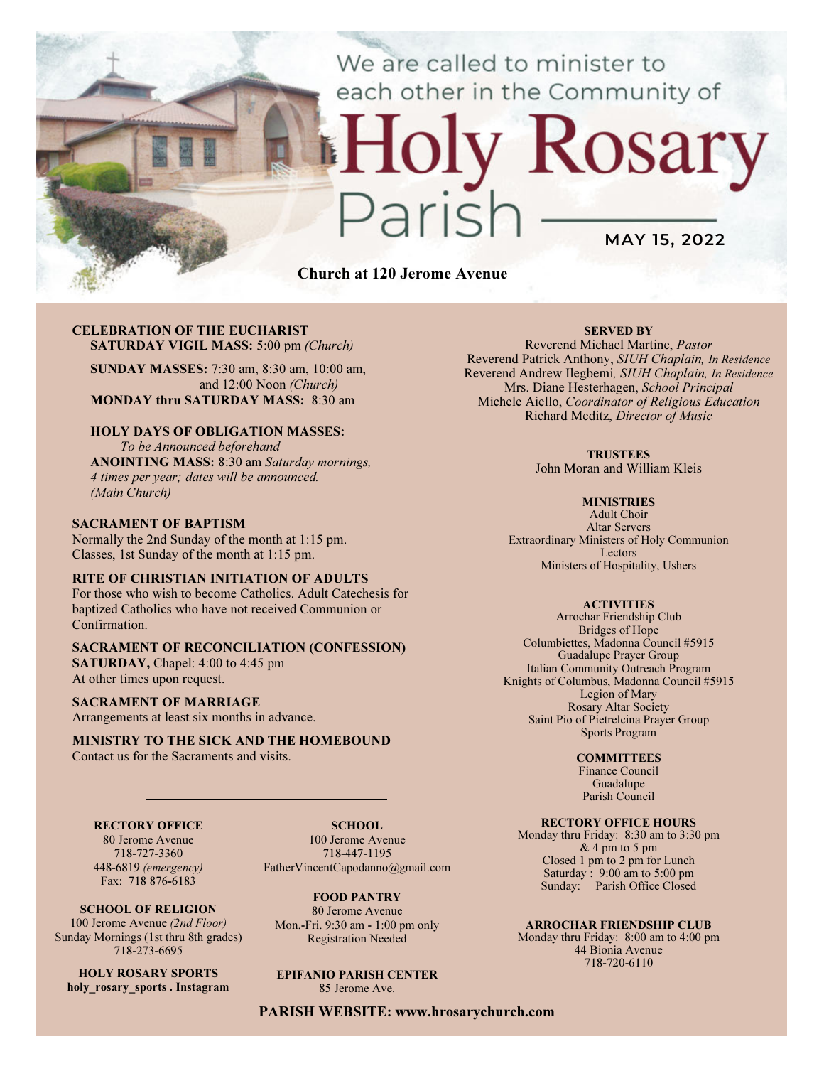We are called to minister to each other in the Community of

# Holy Rosary Parish

**MAY 15, 2022**

**Church at 120 Jerome Avenue**

### CELEBRATION OF THE EUCHARIST

**SATURDAY VIGIL MASS:** 5:00 pm *(Church)*

**SUNDAY MASSES:** 7:30 am, 8:30 am, 10:00 am, and 12:00 Noon *(Church)*

**MONDAY thru SATURDAY MASS:** 8:30 am

**HOLY DAYS OF OBLIGATION MASSES:**
*To be Announced beforehand*

**ANOINTING MASS:** 8:30 am *Saturday mornings, 4 times per year; dates will be announced. (Main Church)*

### SACRAMENT OF BAPTISM

Normally the 2nd Sunday of the month at 1:15 pm.
Classes, 1st Sunday of the month at 1:15 pm.

### RITE OF CHRISTIAN INITIATION OF ADULTS

For those who wish to become Catholics. Adult Catechesis for baptized Catholics who have not received Communion or Confirmation.

### SACRAMENT OF RECONCILIATION (CONFESSION)

**SATURDAY,** Chapel: 4:00 to 4:45 pm
At other times upon request.

### SACRAMENT OF MARRIAGE

Arrangements at least six months in advance.

### MINISTRY TO THE SICK AND THE HOMEBOUND

Contact us for the Sacraments and visits.

### SERVED BY

Reverend Michael Martine, *Pastor*
Reverend Patrick Anthony, *SIUH Chaplain, In Residence*
Reverend Andrew Ilegbemi, *SIUH Chaplain, In Residence*
Mrs. Diane Hesterhagen, *School Principal*
Michele Aiello, *Coordinator of Religious Education*
Richard Meditz, *Director of Music*

### TRUSTEES

John Moran and William Kleis

### MINISTRIES

Adult Choir
Altar Servers
Extraordinary Ministers of Holy Communion
Lectors
Ministers of Hospitality, Ushers

### ACTIVITIES

Arrochar Friendship Club
Bridges of Hope
Columbiettes, Madonna Council #5915
Guadalupe Prayer Group
Italian Community Outreach Program
Knights of Columbus, Madonna Council #5915
Legion of Mary
Rosary Altar Society
Saint Pio of Pietrelcina Prayer Group
Sports Program

### COMMITTEES

Finance Council
Guadalupe
Parish Council

### RECTORY OFFICE

80 Jerome Avenue
718-727-3360
448-6819 *(emergency)*
Fax: 718 876-6183

### SCHOOL OF RELIGION

100 Jerome Avenue *(2nd Floor)*
Sunday Mornings (1st thru 8th grades)
718-273-6695

### HOLY ROSARY SPORTS

**holy_rosary_sports . Instagram**

### SCHOOL

100 Jerome Avenue
718-447-1195
FatherVincentCapodanno@gmail.com

### FOOD PANTRY

80 Jerome Avenue
Mon.-Fri. 9:30 am - 1:00 pm only
Registration Needed

### EPIFANIO PARISH CENTER

85 Jerome Ave.

### RECTORY OFFICE HOURS

Monday thru Friday: 8:30 am to 3:30 pm & 4 pm to 5 pm
Closed 1 pm to 2 pm for Lunch
Saturday : 9:00 am to 5:00 pm
Sunday: Parish Office Closed

### ARROCHAR FRIENDSHIP CLUB

Monday thru Friday: 8:00 am to 4:00 pm
44 Bionia Avenue
718-720-6110

**PARISH WEBSITE: www.hrosarychurch.com**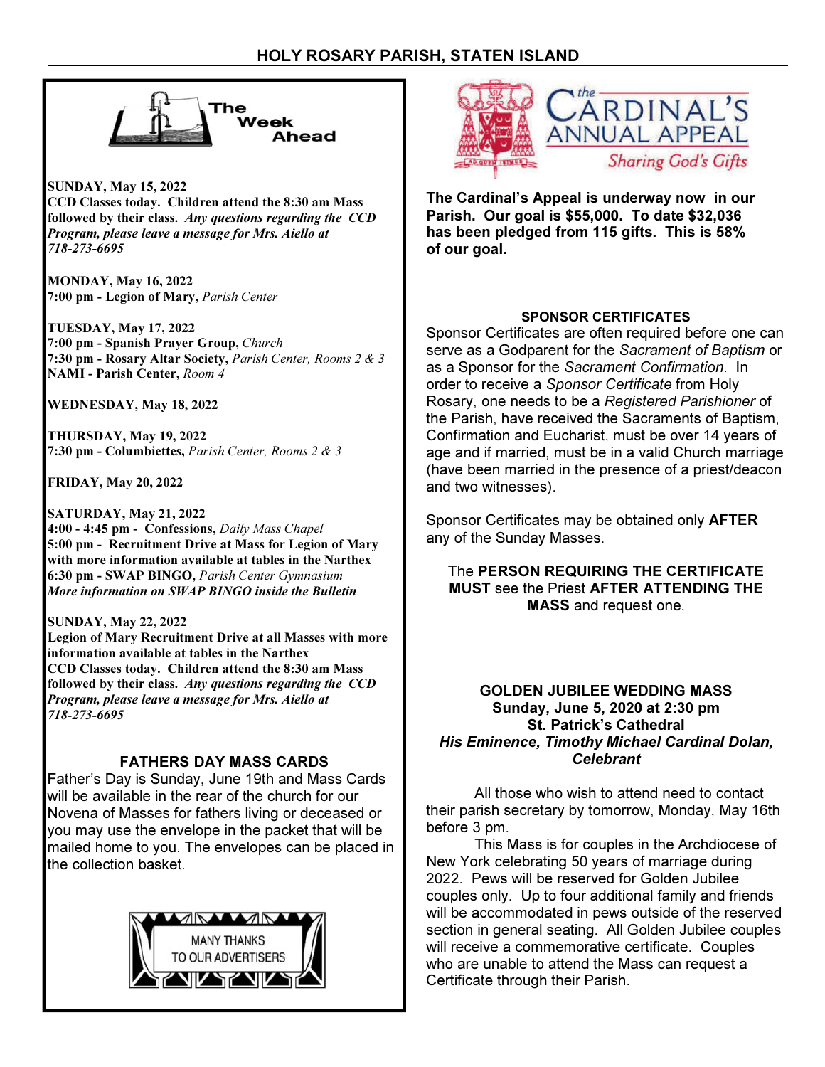# HOLY ROSARY PARISH, STATEN ISLAND

## The Week Ahead

**SUNDAY, May 15, 2022**
**CCD Classes today. Children attend the 8:30 am Mass followed by their class.** ***Any questions regarding the CCD Program, please leave a message for Mrs. Aiello at 718-273-6695***

**MONDAY, May 16, 2022**
**7:00 pm - Legion of Mary,** *Parish Center*

**TUESDAY, May 17, 2022**
**7:00 pm - Spanish Prayer Group,** *Church*
**7:30 pm - Rosary Altar Society,** *Parish Center, Rooms 2 & 3*
**NAMI - Parish Center,** *Room 4*

**WEDNESDAY, May 18, 2022**

**THURSDAY, May 19, 2022**
**7:30 pm - Columbiettes,** *Parish Center, Rooms 2 & 3*

**FRIDAY, May 20, 2022**

**SATURDAY, May 21, 2022**
**4:00 - 4:45 pm - Confessions,** *Daily Mass Chapel*
**5:00 pm - Recruitment Drive at Mass for Legion of Mary with more information available at tables in the Narthex**
**6:30 pm - SWAP BINGO,** *Parish Center Gymnasium*
***More information on SWAP BINGO inside the Bulletin***

**SUNDAY, May 22, 2022**
**Legion of Mary Recruitment Drive at all Masses with more information available at tables in the Narthex**
**CCD Classes today. Children attend the 8:30 am Mass followed by their class.** ***Any questions regarding the CCD Program, please leave a message for Mrs. Aiello at 718-273-6695***

### FATHERS DAY MASS CARDS

Father's Day is Sunday, June 19th and Mass Cards will be available in the rear of the church for our Novena of Masses for fathers living or deceased or you may use the envelope in the packet that will be mailed home to you. The envelopes can be placed in the collection basket.

MANY THANKS TO OUR ADVERTISERS

## The Cardinal's Annual Appeal
*Sharing God's Gifts*

**The Cardinal's Appeal is underway now in our Parish. Our goal is $55,000. To date $32,036 has been pledged from 115 gifts. This is 58% of our goal.**

### SPONSOR CERTIFICATES

Sponsor Certificates are often required before one can serve as a Godparent for the *Sacrament of Baptism* or as a Sponsor for the *Sacrament Confirmation.* In order to receive a *Sponsor Certificate* from Holy Rosary, one needs to be a *Registered Parishioner* of the Parish, have received the Sacraments of Baptism, Confirmation and Eucharist, must be over 14 years of age and if married, must be in a valid Church marriage (have been married in the presence of a priest/deacon and two witnesses).

Sponsor Certificates may be obtained only **AFTER** any of the Sunday Masses.

The **PERSON REQUIRING THE CERTIFICATE MUST** see the Priest **AFTER ATTENDING THE MASS** and request one.

### GOLDEN JUBILEE WEDDING MASS
**Sunday, June 5, 2020 at 2:30 pm**
**St. Patrick's Cathedral**
***His Eminence, Timothy Michael Cardinal Dolan, Celebrant***

All those who wish to attend need to contact their parish secretary by tomorrow, Monday, May 16th before 3 pm.

This Mass is for couples in the Archdiocese of New York celebrating 50 years of marriage during 2022. Pews will be reserved for Golden Jubilee couples only. Up to four additional family and friends will be accommodated in pews outside of the reserved section in general seating. All Golden Jubilee couples will receive a commemorative certificate. Couples who are unable to attend the Mass can request a Certificate through their Parish.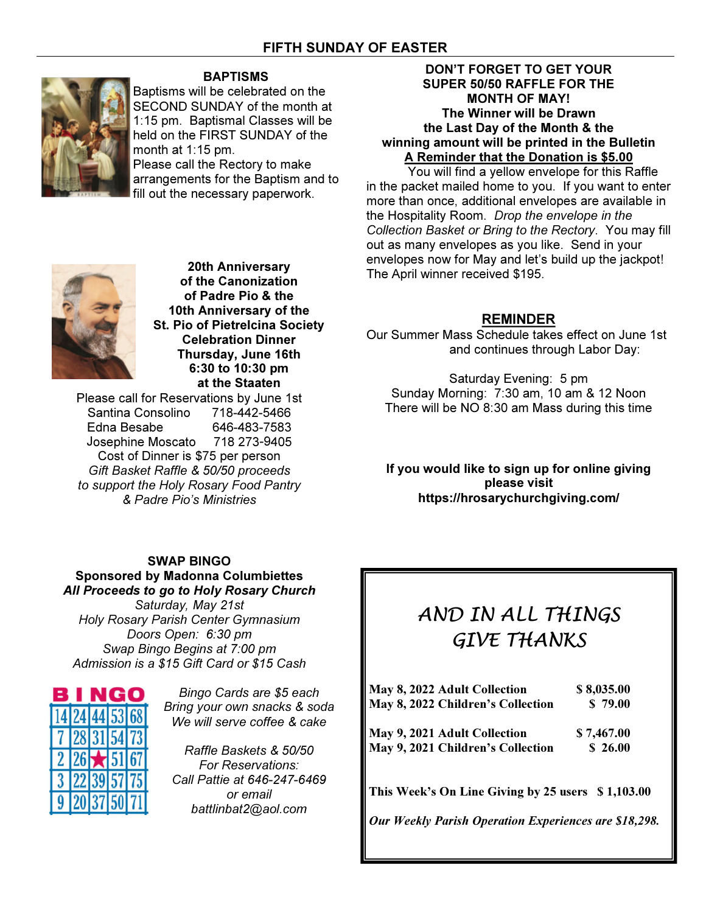# FIFTH SUNDAY OF EASTER

## BAPTISMS

Baptisms will be celebrated on the SECOND SUNDAY of the month at 1:15 pm. Baptismal Classes will be held on the FIRST SUNDAY of the month at 1:15 pm.

Please call the Rectory to make arrangements for the Baptism and to fill out the necessary paperwork.

**20th Anniversary of the Canonization of Padre Pio & the 10th Anniversary of the St. Pio of Pietrelcina Society Celebration Dinner**
**Thursday, June 16th**
**6:30 to 10:30 pm**
**at the Staaten**

Please call for Reservations by June 1st

Santina Consolino 718-442-5466
Edna Besabe 646-483-7583
Josephine Moscato 718 273-9405

Cost of Dinner is $75 per person

*Gift Basket Raffle & 50/50 proceeds to support the Holy Rosary Food Pantry & Padre Pio's Ministries*

## SWAP BINGO

**Sponsored by Madonna Columbiettes**

***All Proceeds to go to Holy Rosary Church***

*Saturday, May 21st*
*Holy Rosary Parish Center Gymnasium*
*Doors Open: 6:30 pm*
*Swap Bingo Begins at 7:00 pm*
*Admission is a $15 Gift Card or $15 Cash*

| B | I | N | G | O |
|---|---|---|---|---|
| 14 | 24 | 44 | 53 | 68 |
| 7 | 28 | 31 | 54 | 73 |
| 2 | 26 | ★ | 51 | 67 |
| 3 | 22 | 39 | 57 | 75 |
| 9 | 20 | 37 | 50 | 71 |

*Bingo Cards are $5 each*
*Bring your own snacks & soda*
*We will serve coffee & cake*

*Raffle Baskets & 50/50*
*For Reservations:*
*Call Pattie at 646-247-6469*
*or email*
*battlinbat2@aol.com*

**DON'T FORGET TO GET YOUR SUPER 50/50 RAFFLE FOR THE MONTH OF MAY!**
**The Winner will be Drawn the Last Day of the Month & the winning amount will be printed in the Bulletin**
**A Reminder that the Donation is $5.00**

You will find a yellow envelope for this Raffle in the packet mailed home to you. If you want to enter more than once, additional envelopes are available in the Hospitality Room. *Drop the envelope in the Collection Basket or Bring to the Rectory*. You may fill out as many envelopes as you like. Send in your envelopes now for May and let's build up the jackpot! The April winner received $195.

## REMINDER

Our Summer Mass Schedule takes effect on June 1st and continues through Labor Day:

Saturday Evening: 5 pm
Sunday Morning: 7:30 am, 10 am & 12 Noon
There will be NO 8:30 am Mass during this time

**If you would like to sign up for online giving please visit https://hrosarychurchgiving.com/**

## AND IN ALL THINGS GIVE THANKS

| | |
|---|---|
| **May 8, 2022 Adult Collection** | **$ 8,035.00** |
| **May 8, 2022 Children's Collection** | **$ 79.00** |
| **May 9, 2021 Adult Collection** | **$ 7,467.00** |
| **May 9, 2021 Children's Collection** | **$ 26.00** |

**This Week's On Line Giving by 25 users $ 1,103.00**

***Our Weekly Parish Operation Experiences are $18,298.***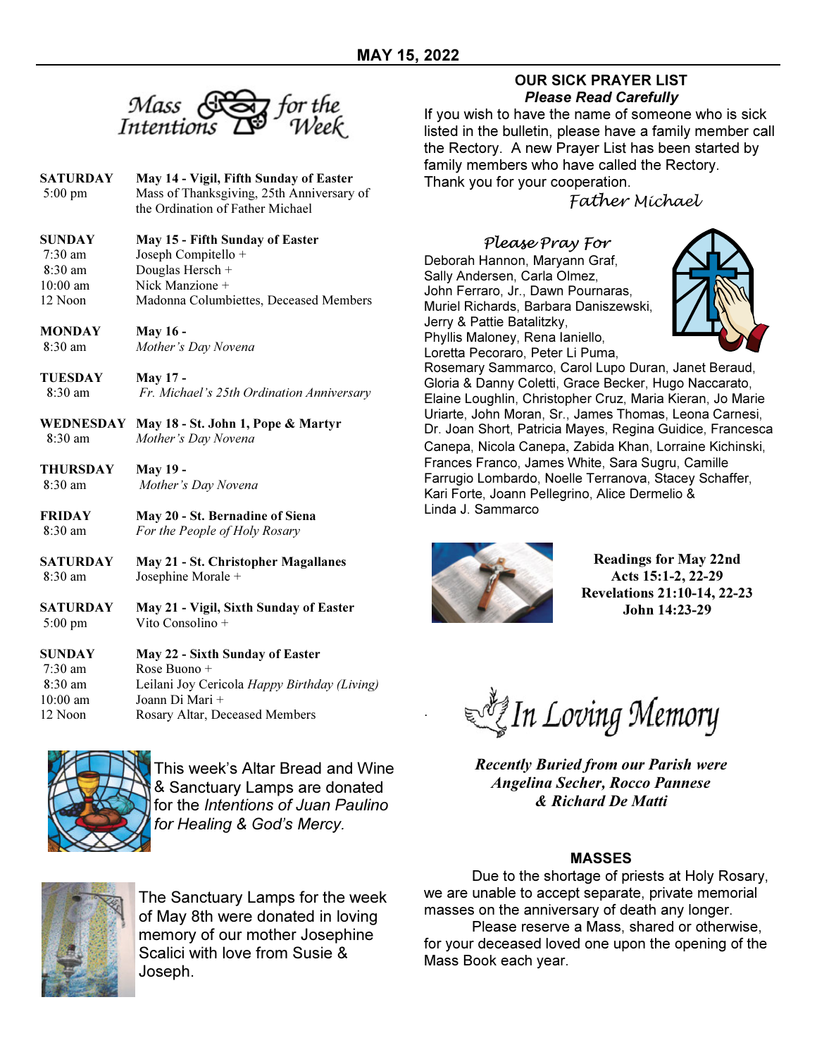MAY 15, 2022

## Mass Intentions for the Week

| | | |
|---|---|---|
| **SATURDAY** | 5:00 pm | **May 14 - Vigil, Fifth Sunday of Easter** Mass of Thanksgiving, 25th Anniversary of the Ordination of Father Michael |
| **SUNDAY** | | **May 15 - Fifth Sunday of Easter** |
| | 7:30 am | Joseph Compitello + |
| | 8:30 am | Douglas Hersch + |
| | 10:00 am | Nick Manzione + |
| | 12 Noon | Madonna Columbiettes, Deceased Members |
| **MONDAY** | 8:30 am | **May 16 -** *Mother's Day Novena* |
| **TUESDAY** | 8:30 am | **May 17 -** *Fr. Michael's 25th Ordination Anniversary* |
| **WEDNESDAY** | 8:30 am | **May 18 - St. John 1, Pope & Martyr** *Mother's Day Novena* |
| **THURSDAY** | 8:30 am | **May 19 -** *Mother's Day Novena* |
| **FRIDAY** | 8:30 am | **May 20 - St. Bernadine of Siena** *For the People of Holy Rosary* |
| **SATURDAY** | 8:30 am | **May 21 - St. Christopher Magallanes** Josephine Morale + |
| **SATURDAY** | 5:00 pm | **May 21 - Vigil, Sixth Sunday of Easter** Vito Consolino + |
| **SUNDAY** | | **May 22 - Sixth Sunday of Easter** |
| | 7:30 am | Rose Buono + |
| | 8:30 am | Leilani Joy Cericola *Happy Birthday (Living)* |
| | 10:00 am | Joann Di Mari + |
| | 12 Noon | Rosary Altar, Deceased Members |

This week's Altar Bread and Wine & Sanctuary Lamps are donated for the *Intentions of Juan Paulino for Healing & God's Mercy.*

The Sanctuary Lamps for the week of May 8th were donated in loving memory of our mother Josephine Scalici with love from Susie & Joseph.

### OUR SICK PRAYER LIST
***Please Read Carefully***

If you wish to have the name of someone who is sick listed in the bulletin, please have a family member call the Rectory. A new Prayer List has been started by family members who have called the Rectory. Thank you for your cooperation.

*Father Michael*

### *Please Pray For*

Deborah Hannon, Maryann Graf, Sally Andersen, Carla Olmez, John Ferraro, Jr., Dawn Pournaras, Muriel Richards, Barbara Daniszewski, Jerry & Pattie Batalitzky, Phyllis Maloney, Rena Ianiello, Loretta Pecoraro, Peter Li Puma, Rosemary Sammarco, Carol Lupo Duran, Janet Beraud, Gloria & Danny Coletti, Grace Becker, Hugo Naccarato, Elaine Loughlin, Christopher Cruz, Maria Kieran, Jo Marie Uriarte, John Moran, Sr., James Thomas, Leona Carnesi, Dr. Joan Short, Patricia Mayes, Regina Guidice, Francesca Canepa, Nicola Canepa, Zabida Khan, Lorraine Kichinski, Frances Franco, James White, Sara Sugru, Camille Farrugio Lombardo, Noelle Terranova, Stacey Schaffer, Kari Forte, Joann Pellegrino, Alice Dermelio & Linda J. Sammarco

**Readings for May 22nd**
**Acts 15:1-2, 22-29**
**Revelations 21:10-14, 22-23**
**John 14:23-29**

## In Loving Memory

***Recently Buried from our Parish were Angelina Secher, Rocco Pannese & Richard De Matti***

### MASSES

Due to the shortage of priests at Holy Rosary, we are unable to accept separate, private memorial masses on the anniversary of death any longer.

Please reserve a Mass, shared or otherwise, for your deceased loved one upon the opening of the Mass Book each year.